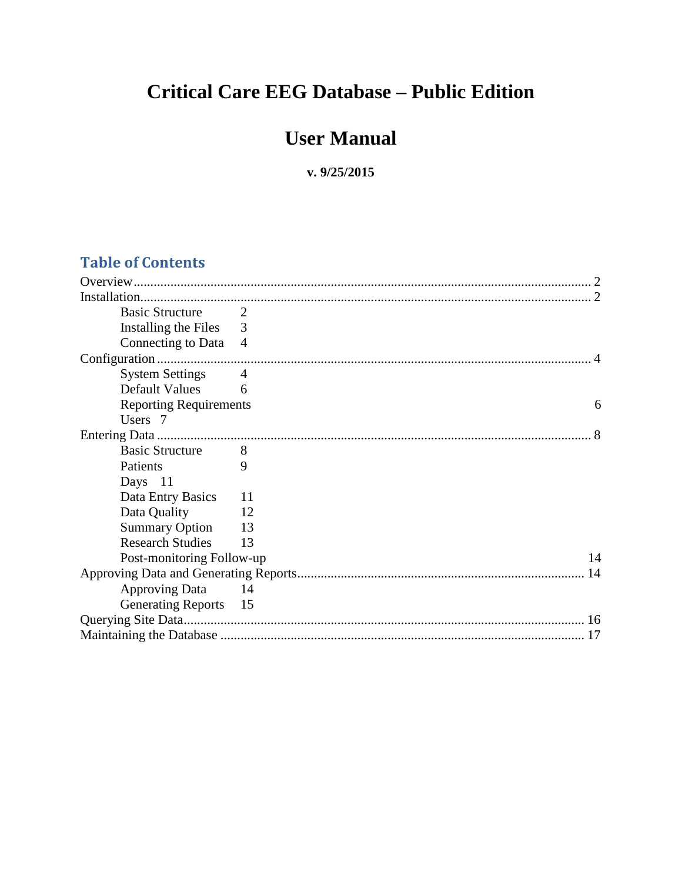# Critical Care EEG Database – Public Edition

# User Manual

**v. 9/25/2015**

## Table of Contents

Overview ........................................................ 2
Installation ........................................................ 2
- Basic Structure 2
- Installing the Files 3
- Connecting to Data 4

Configuration ........................................................ 4
- System Settings 4
- Default Values 6
- Reporting Requirements 6
- Users 7

Entering Data ........................................................ 8
- Basic Structure 8
- Patients 9
- Days 11
- Data Entry Basics 11
- Data Quality 12
- Summary Option 13
- Research Studies 13
- Post-monitoring Follow-up 14

Approving Data and Generating Reports ........................................................ 14
- Approving Data 14
- Generating Reports 15

Querying Site Data ........................................................ 16
Maintaining the Database ........................................................ 17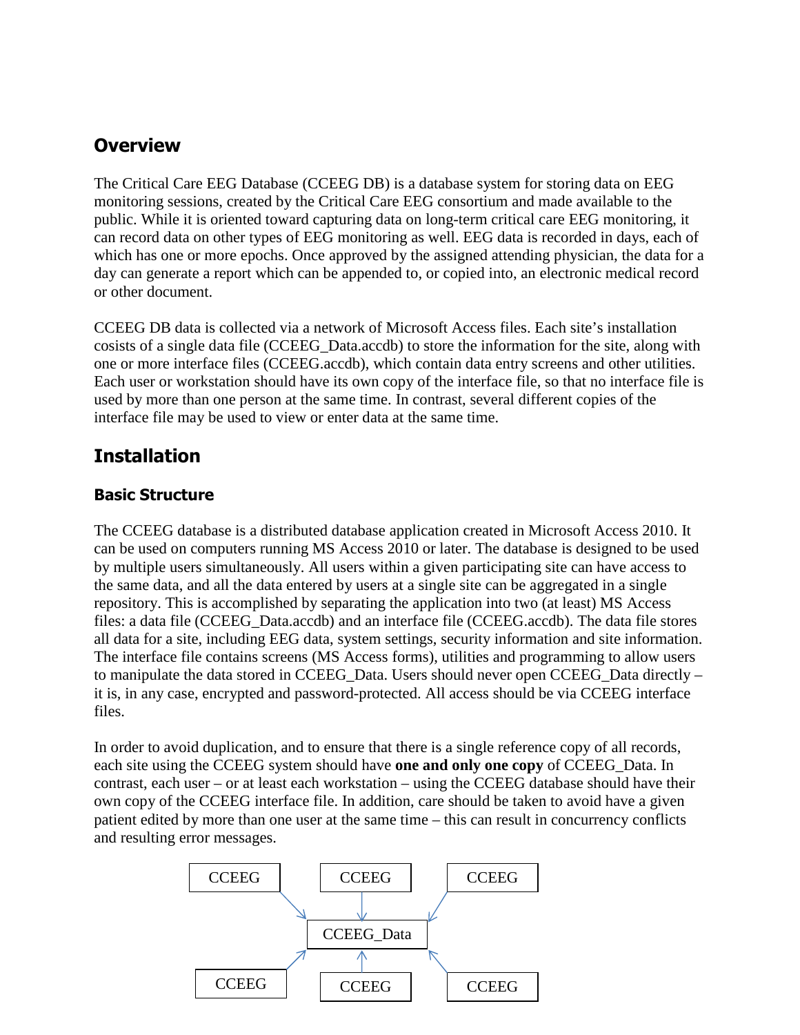## Overview

The Critical Care EEG Database (CCEEG DB) is a database system for storing data on EEG monitoring sessions, created by the Critical Care EEG consortium and made available to the public. While it is oriented toward capturing data on long-term critical care EEG monitoring, it can record data on other types of EEG monitoring as well. EEG data is recorded in days, each of which has one or more epochs. Once approved by the assigned attending physician, the data for a day can generate a report which can be appended to, or copied into, an electronic medical record or other document.

CCEEG DB data is collected via a network of Microsoft Access files. Each site's installation cosists of a single data file (CCEEG_Data.accdb) to store the information for the site, along with one or more interface files (CCEEG.accdb), which contain data entry screens and other utilities. Each user or workstation should have its own copy of the interface file, so that no interface file is used by more than one person at the same time. In contrast, several different copies of the interface file may be used to view or enter data at the same time.

## Installation

### Basic Structure

The CCEEG database is a distributed database application created in Microsoft Access 2010. It can be used on computers running MS Access 2010 or later. The database is designed to be used by multiple users simultaneously. All users within a given participating site can have access to the same data, and all the data entered by users at a single site can be aggregated in a single repository. This is accomplished by separating the application into two (at least) MS Access files: a data file (CCEEG_Data.accdb) and an interface file (CCEEG.accdb). The data file stores all data for a site, including EEG data, system settings, security information and site information. The interface file contains screens (MS Access forms), utilities and programming to allow users to manipulate the data stored in CCEEG_Data. Users should never open CCEEG_Data directly – it is, in any case, encrypted and password-protected. All access should be via CCEEG interface files.

In order to avoid duplication, and to ensure that there is a single reference copy of all records, each site using the CCEEG system should have **one and only one copy** of CCEEG_Data. In contrast, each user – or at least each workstation – using the CCEEG database should have their own copy of the CCEEG interface file. In addition, care should be taken to avoid have a given patient edited by more than one user at the same time – this can result in concurrency conflicts and resulting error messages.

CCEEG CCEEG CCEEG

CCEEG_Data

CCEEG CCEEG CCEEG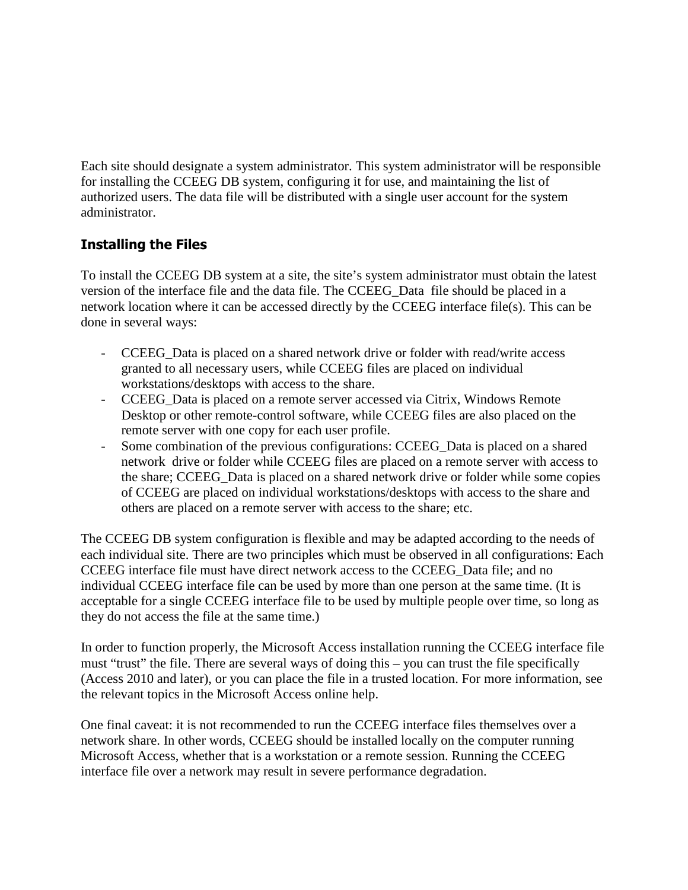Each site should designate a system administrator. This system administrator will be responsible for installing the CCEEG DB system, configuring it for use, and maintaining the list of authorized users. The data file will be distributed with a single user account for the system administrator.

### Installing the Files

To install the CCEEG DB system at a site, the site's system administrator must obtain the latest version of the interface file and the data file. The CCEEG_Data file should be placed in a network location where it can be accessed directly by the CCEEG interface file(s). This can be done in several ways:

- CCEEG_Data is placed on a shared network drive or folder with read/write access granted to all necessary users, while CCEEG files are placed on individual workstations/desktops with access to the share.
- CCEEG_Data is placed on a remote server accessed via Citrix, Windows Remote Desktop or other remote-control software, while CCEEG files are also placed on the remote server with one copy for each user profile.
- Some combination of the previous configurations: CCEEG_Data is placed on a shared network drive or folder while CCEEG files are placed on a remote server with access to the share; CCEEG_Data is placed on a shared network drive or folder while some copies of CCEEG are placed on individual workstations/desktops with access to the share and others are placed on a remote server with access to the share; etc.

The CCEEG DB system configuration is flexible and may be adapted according to the needs of each individual site. There are two principles which must be observed in all configurations: Each CCEEG interface file must have direct network access to the CCEEG_Data file; and no individual CCEEG interface file can be used by more than one person at the same time. (It is acceptable for a single CCEEG interface file to be used by multiple people over time, so long as they do not access the file at the same time.)

In order to function properly, the Microsoft Access installation running the CCEEG interface file must "trust" the file. There are several ways of doing this – you can trust the file specifically (Access 2010 and later), or you can place the file in a trusted location. For more information, see the relevant topics in the Microsoft Access online help.

One final caveat: it is not recommended to run the CCEEG interface files themselves over a network share. In other words, CCEEG should be installed locally on the computer running Microsoft Access, whether that is a workstation or a remote session. Running the CCEEG interface file over a network may result in severe performance degradation.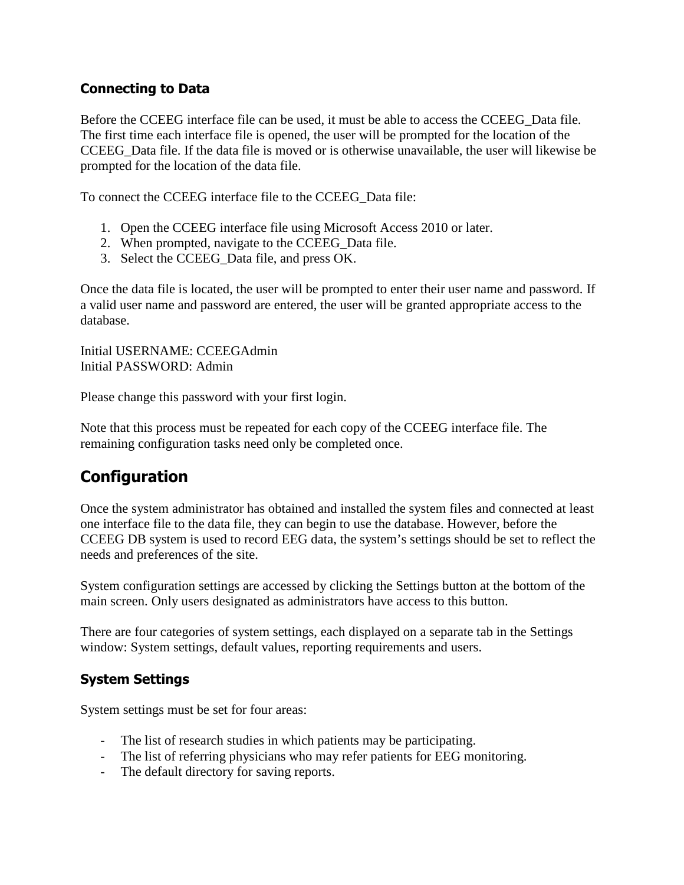### Connecting to Data

Before the CCEEG interface file can be used, it must be able to access the CCEEG_Data file. The first time each interface file is opened, the user will be prompted for the location of the CCEEG_Data file. If the data file is moved or is otherwise unavailable, the user will likewise be prompted for the location of the data file.

To connect the CCEEG interface file to the CCEEG_Data file:

1. Open the CCEEG interface file using Microsoft Access 2010 or later.
2. When prompted, navigate to the CCEEG_Data file.
3. Select the CCEEG_Data file, and press OK.

Once the data file is located, the user will be prompted to enter their user name and password. If a valid user name and password are entered, the user will be granted appropriate access to the database.

Initial USERNAME: CCEEGAdmin
Initial PASSWORD: Admin

Please change this password with your first login.

Note that this process must be repeated for each copy of the CCEEG interface file. The remaining configuration tasks need only be completed once.

## Configuration

Once the system administrator has obtained and installed the system files and connected at least one interface file to the data file, they can begin to use the database. However, before the CCEEG DB system is used to record EEG data, the system's settings should be set to reflect the needs and preferences of the site.

System configuration settings are accessed by clicking the Settings button at the bottom of the main screen. Only users designated as administrators have access to this button.

There are four categories of system settings, each displayed on a separate tab in the Settings window: System settings, default values, reporting requirements and users.

### System Settings

System settings must be set for four areas:

- The list of research studies in which patients may be participating.
- The list of referring physicians who may refer patients for EEG monitoring.
- The default directory for saving reports.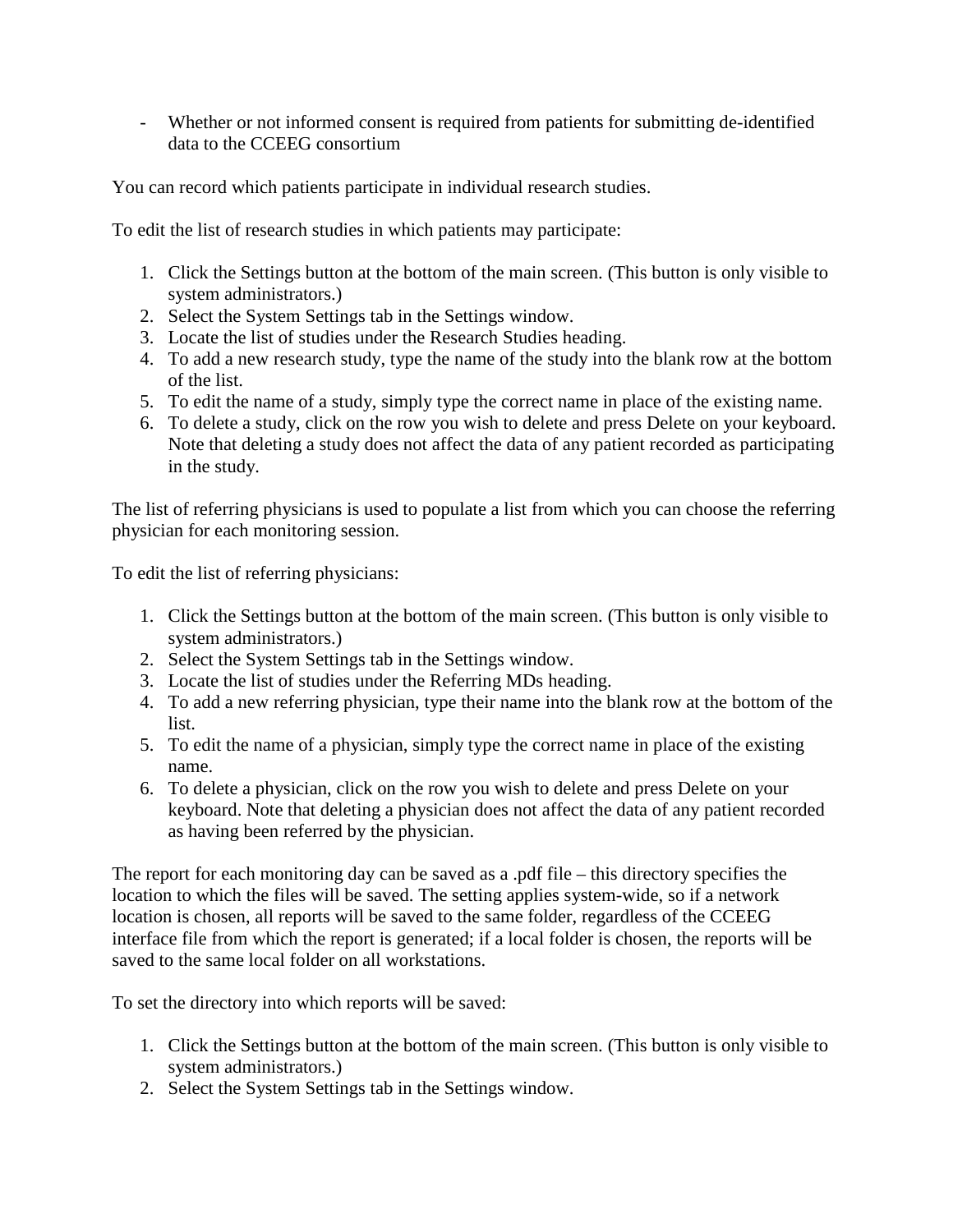- Whether or not informed consent is required from patients for submitting de-identified data to the CCEEG consortium

You can record which patients participate in individual research studies.

To edit the list of research studies in which patients may participate:

1. Click the Settings button at the bottom of the main screen. (This button is only visible to system administrators.)
2. Select the System Settings tab in the Settings window.
3. Locate the list of studies under the Research Studies heading.
4. To add a new research study, type the name of the study into the blank row at the bottom of the list.
5. To edit the name of a study, simply type the correct name in place of the existing name.
6. To delete a study, click on the row you wish to delete and press Delete on your keyboard. Note that deleting a study does not affect the data of any patient recorded as participating in the study.

The list of referring physicians is used to populate a list from which you can choose the referring physician for each monitoring session.

To edit the list of referring physicians:

1. Click the Settings button at the bottom of the main screen. (This button is only visible to system administrators.)
2. Select the System Settings tab in the Settings window.
3. Locate the list of studies under the Referring MDs heading.
4. To add a new referring physician, type their name into the blank row at the bottom of the list.
5. To edit the name of a physician, simply type the correct name in place of the existing name.
6. To delete a physician, click on the row you wish to delete and press Delete on your keyboard. Note that deleting a physician does not affect the data of any patient recorded as having been referred by the physician.

The report for each monitoring day can be saved as a .pdf file – this directory specifies the location to which the files will be saved. The setting applies system-wide, so if a network location is chosen, all reports will be saved to the same folder, regardless of the CCEEG interface file from which the report is generated; if a local folder is chosen, the reports will be saved to the same local folder on all workstations.

To set the directory into which reports will be saved:

1. Click the Settings button at the bottom of the main screen. (This button is only visible to system administrators.)
2. Select the System Settings tab in the Settings window.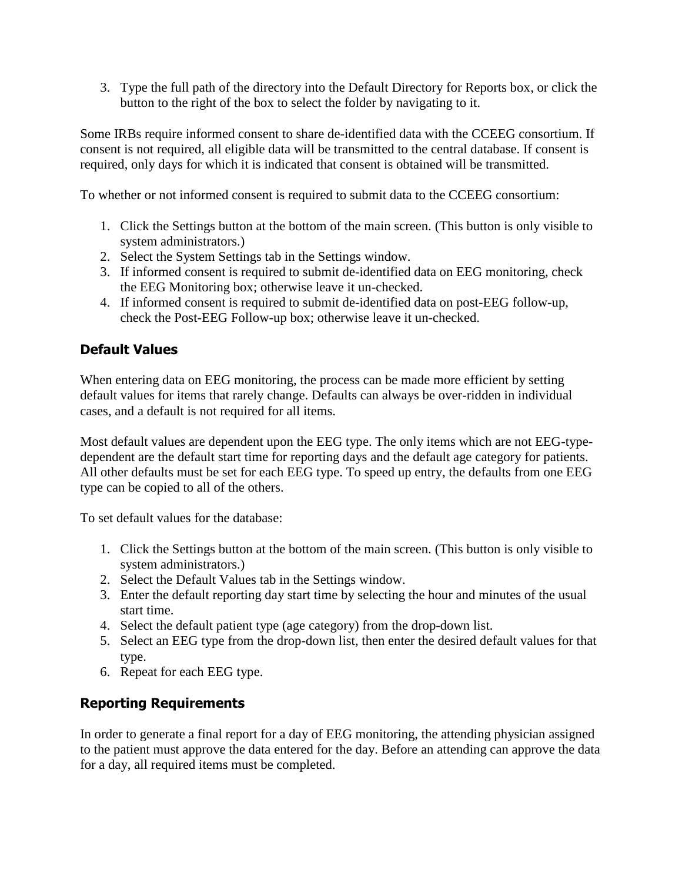3. Type the full path of the directory into the Default Directory for Reports box, or click the button to the right of the box to select the folder by navigating to it.

Some IRBs require informed consent to share de-identified data with the CCEEG consortium. If consent is not required, all eligible data will be transmitted to the central database. If consent is required, only days for which it is indicated that consent is obtained will be transmitted.

To whether or not informed consent is required to submit data to the CCEEG consortium:

1. Click the Settings button at the bottom of the main screen. (This button is only visible to system administrators.)
2. Select the System Settings tab in the Settings window.
3. If informed consent is required to submit de-identified data on EEG monitoring, check the EEG Monitoring box; otherwise leave it un-checked.
4. If informed consent is required to submit de-identified data on post-EEG follow-up, check the Post-EEG Follow-up box; otherwise leave it un-checked.

### Default Values

When entering data on EEG monitoring, the process can be made more efficient by setting default values for items that rarely change. Defaults can always be over-ridden in individual cases, and a default is not required for all items.

Most default values are dependent upon the EEG type. The only items which are not EEG-type-dependent are the default start time for reporting days and the default age category for patients. All other defaults must be set for each EEG type. To speed up entry, the defaults from one EEG type can be copied to all of the others.

To set default values for the database:

1. Click the Settings button at the bottom of the main screen. (This button is only visible to system administrators.)
2. Select the Default Values tab in the Settings window.
3. Enter the default reporting day start time by selecting the hour and minutes of the usual start time.
4. Select the default patient type (age category) from the drop-down list.
5. Select an EEG type from the drop-down list, then enter the desired default values for that type.
6. Repeat for each EEG type.

### Reporting Requirements

In order to generate a final report for a day of EEG monitoring, the attending physician assigned to the patient must approve the data entered for the day. Before an attending can approve the data for a day, all required items must be completed.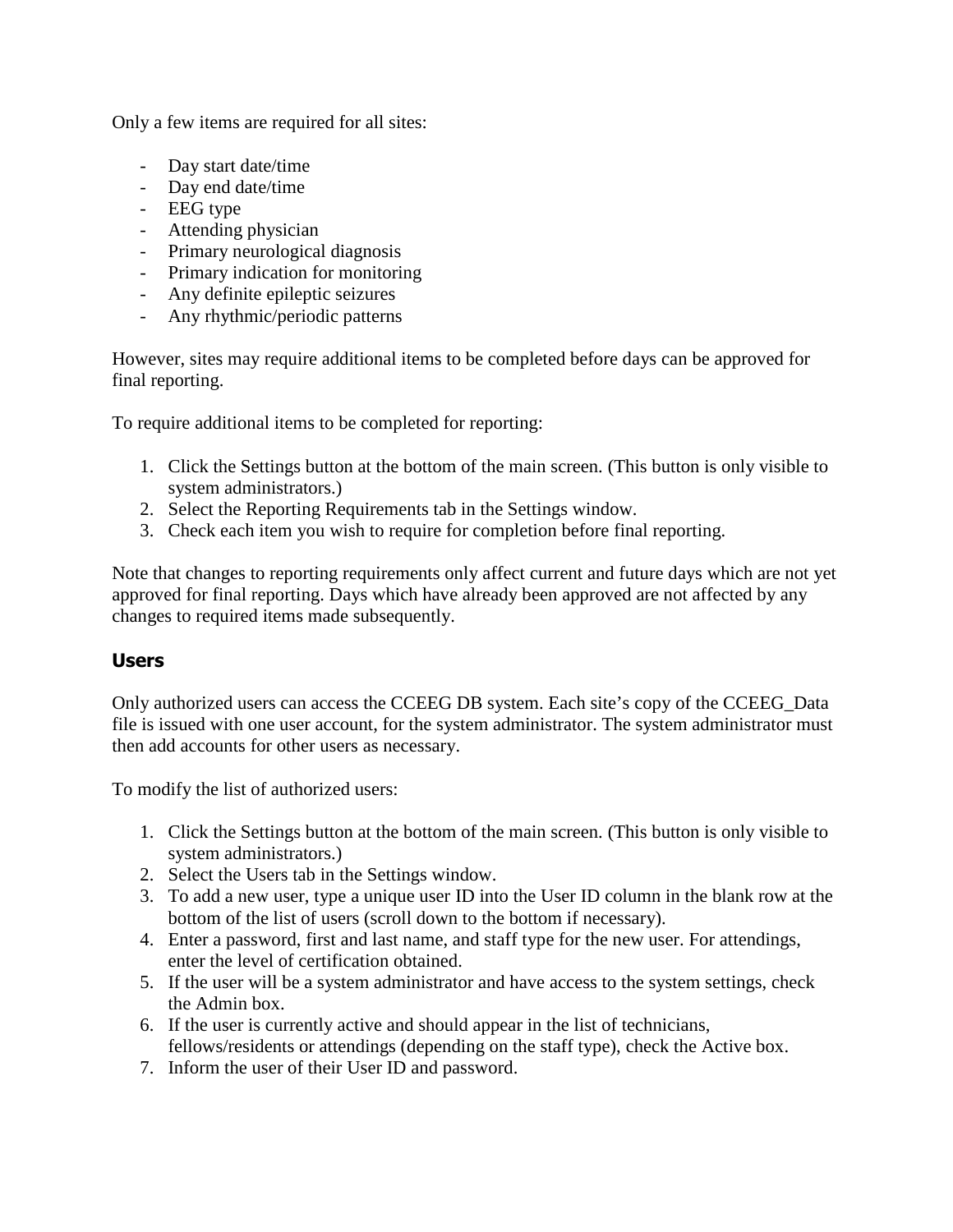Only a few items are required for all sites:

- Day start date/time
- Day end date/time
- EEG type
- Attending physician
- Primary neurological diagnosis
- Primary indication for monitoring
- Any definite epileptic seizures
- Any rhythmic/periodic patterns

However, sites may require additional items to be completed before days can be approved for final reporting.

To require additional items to be completed for reporting:

1. Click the Settings button at the bottom of the main screen. (This button is only visible to system administrators.)
2. Select the Reporting Requirements tab in the Settings window.
3. Check each item you wish to require for completion before final reporting.

Note that changes to reporting requirements only affect current and future days which are not yet approved for final reporting. Days which have already been approved are not affected by any changes to required items made subsequently.

### Users

Only authorized users can access the CCEEG DB system. Each site's copy of the CCEEG_Data file is issued with one user account, for the system administrator. The system administrator must then add accounts for other users as necessary.

To modify the list of authorized users:

1. Click the Settings button at the bottom of the main screen. (This button is only visible to system administrators.)
2. Select the Users tab in the Settings window.
3. To add a new user, type a unique user ID into the User ID column in the blank row at the bottom of the list of users (scroll down to the bottom if necessary).
4. Enter a password, first and last name, and staff type for the new user. For attendings, enter the level of certification obtained.
5. If the user will be a system administrator and have access to the system settings, check the Admin box.
6. If the user is currently active and should appear in the list of technicians, fellows/residents or attendings (depending on the staff type), check the Active box.
7. Inform the user of their User ID and password.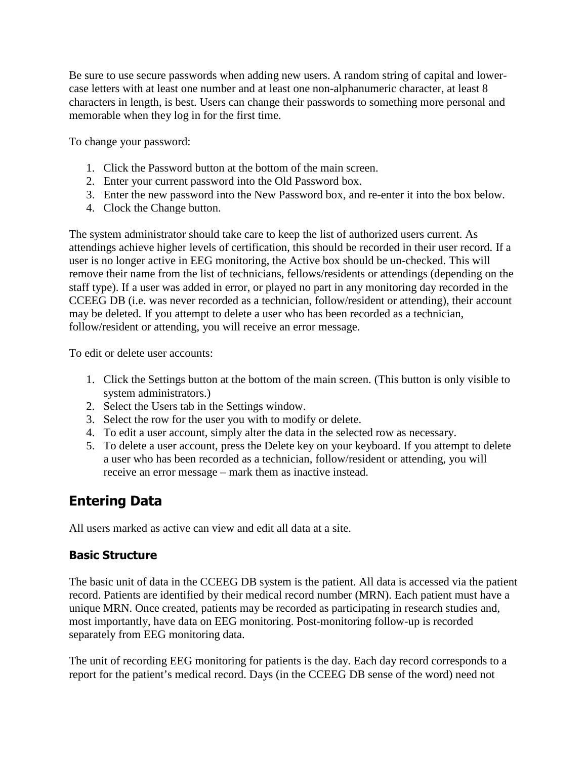Be sure to use secure passwords when adding new users. A random string of capital and lower-case letters with at least one number and at least one non-alphanumeric character, at least 8 characters in length, is best. Users can change their passwords to something more personal and memorable when they log in for the first time.

To change your password:

1. Click the Password button at the bottom of the main screen.
2. Enter your current password into the Old Password box.
3. Enter the new password into the New Password box, and re-enter it into the box below.
4. Clock the Change button.

The system administrator should take care to keep the list of authorized users current. As attendings achieve higher levels of certification, this should be recorded in their user record. If a user is no longer active in EEG monitoring, the Active box should be un-checked. This will remove their name from the list of technicians, fellows/residents or attendings (depending on the staff type). If a user was added in error, or played no part in any monitoring day recorded in the CCEEG DB (i.e. was never recorded as a technician, follow/resident or attending), their account may be deleted. If you attempt to delete a user who has been recorded as a technician, follow/resident or attending, you will receive an error message.

To edit or delete user accounts:

1. Click the Settings button at the bottom of the main screen. (This button is only visible to system administrators.)
2. Select the Users tab in the Settings window.
3. Select the row for the user you with to modify or delete.
4. To edit a user account, simply alter the data in the selected row as necessary.
5. To delete a user account, press the Delete key on your keyboard. If you attempt to delete a user who has been recorded as a technician, follow/resident or attending, you will receive an error message – mark them as inactive instead.

## Entering Data

All users marked as active can view and edit all data at a site.

### Basic Structure

The basic unit of data in the CCEEG DB system is the patient. All data is accessed via the patient record. Patients are identified by their medical record number (MRN). Each patient must have a unique MRN. Once created, patients may be recorded as participating in research studies and, most importantly, have data on EEG monitoring. Post-monitoring follow-up is recorded separately from EEG monitoring data.

The unit of recording EEG monitoring for patients is the day. Each day record corresponds to a report for the patient's medical record. Days (in the CCEEG DB sense of the word) need not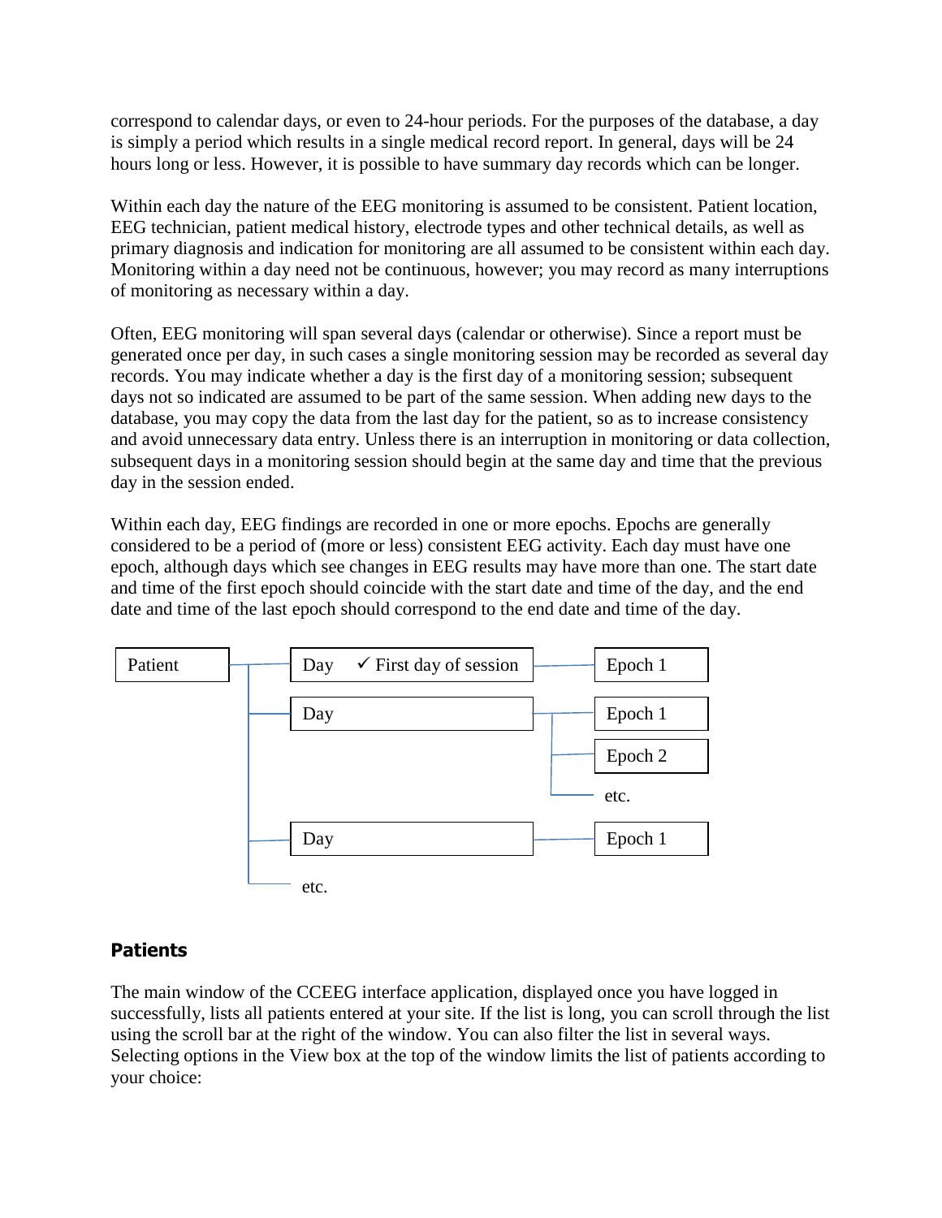correspond to calendar days, or even to 24-hour periods. For the purposes of the database, a day is simply a period which results in a single medical record report. In general, days will be 24 hours long or less. However, it is possible to have summary day records which can be longer.

Within each day the nature of the EEG monitoring is assumed to be consistent. Patient location, EEG technician, patient medical history, electrode types and other technical details, as well as primary diagnosis and indication for monitoring are all assumed to be consistent within each day. Monitoring within a day need not be continuous, however; you may record as many interruptions of monitoring as necessary within a day.

Often, EEG monitoring will span several days (calendar or otherwise). Since a report must be generated once per day, in such cases a single monitoring session may be recorded as several day records. You may indicate whether a day is the first day of a monitoring session; subsequent days not so indicated are assumed to be part of the same session. When adding new days to the database, you may copy the data from the last day for the patient, so as to increase consistency and avoid unnecessary data entry. Unless there is an interruption in monitoring or data collection, subsequent days in a monitoring session should begin at the same day and time that the previous day in the session ended.

Within each day, EEG findings are recorded in one or more epochs. Epochs are generally considered to be a period of (more or less) consistent EEG activity. Each day must have one epoch, although days which see changes in EEG results may have more than one. The start date and time of the first epoch should coincide with the start date and time of the day, and the end date and time of the last epoch should correspond to the end date and time of the day.

```
Patient ─┬─ Day  ✓ First day of session ─── Epoch 1
         │
         ├─ Day ──────────────────────────┬─ Epoch 1
         │                                ├─ Epoch 2
         │                                └─ etc.
         │
         ├─ Day ──────────────────────────── Epoch 1
         │
         └─ etc.
```

## Patients

The main window of the CCEEG interface application, displayed once you have logged in successfully, lists all patients entered at your site. If the list is long, you can scroll through the list using the scroll bar at the right of the window. You can also filter the list in several ways. Selecting options in the View box at the top of the window limits the list of patients according to your choice: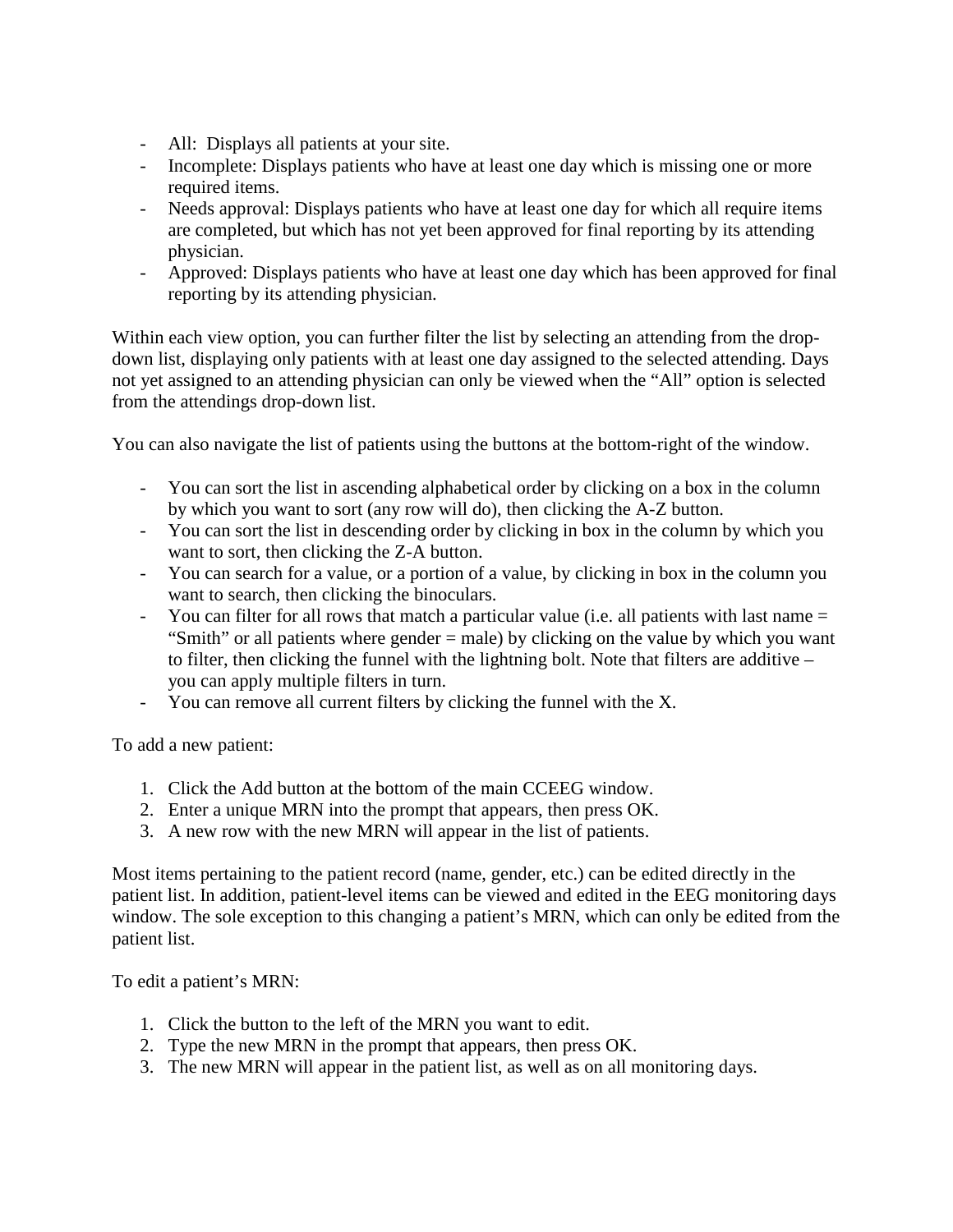- All: Displays all patients at your site.
- Incomplete: Displays patients who have at least one day which is missing one or more required items.
- Needs approval: Displays patients who have at least one day for which all require items are completed, but which has not yet been approved for final reporting by its attending physician.
- Approved: Displays patients who have at least one day which has been approved for final reporting by its attending physician.

Within each view option, you can further filter the list by selecting an attending from the drop-down list, displaying only patients with at least one day assigned to the selected attending. Days not yet assigned to an attending physician can only be viewed when the "All" option is selected from the attendings drop-down list.

You can also navigate the list of patients using the buttons at the bottom-right of the window.

- You can sort the list in ascending alphabetical order by clicking on a box in the column by which you want to sort (any row will do), then clicking the A-Z button.
- You can sort the list in descending order by clicking in box in the column by which you want to sort, then clicking the Z-A button.
- You can search for a value, or a portion of a value, by clicking in box in the column you want to search, then clicking the binoculars.
- You can filter for all rows that match a particular value (i.e. all patients with last name = "Smith" or all patients where gender = male) by clicking on the value by which you want to filter, then clicking the funnel with the lightning bolt. Note that filters are additive – you can apply multiple filters in turn.
- You can remove all current filters by clicking the funnel with the X.

To add a new patient:

1. Click the Add button at the bottom of the main CCEEG window.
2. Enter a unique MRN into the prompt that appears, then press OK.
3. A new row with the new MRN will appear in the list of patients.

Most items pertaining to the patient record (name, gender, etc.) can be edited directly in the patient list. In addition, patient-level items can be viewed and edited in the EEG monitoring days window. The sole exception to this changing a patient's MRN, which can only be edited from the patient list.

To edit a patient's MRN:

1. Click the button to the left of the MRN you want to edit.
2. Type the new MRN in the prompt that appears, then press OK.
3. The new MRN will appear in the patient list, as well as on all monitoring days.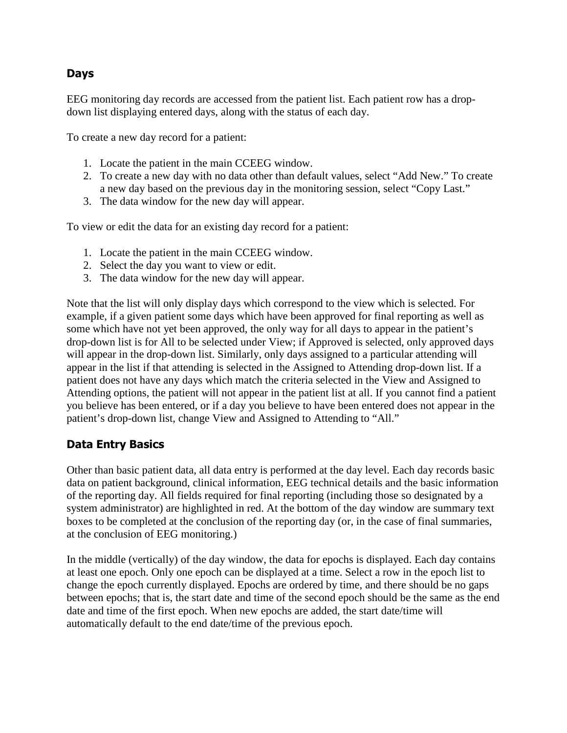## Days

EEG monitoring day records are accessed from the patient list. Each patient row has a drop-down list displaying entered days, along with the status of each day.

To create a new day record for a patient:

1. Locate the patient in the main CCEEG window.
2. To create a new day with no data other than default values, select "Add New." To create a new day based on the previous day in the monitoring session, select "Copy Last."
3. The data window for the new day will appear.

To view or edit the data for an existing day record for a patient:

1. Locate the patient in the main CCEEG window.
2. Select the day you want to view or edit.
3. The data window for the new day will appear.

Note that the list will only display days which correspond to the view which is selected. For example, if a given patient some days which have been approved for final reporting as well as some which have not yet been approved, the only way for all days to appear in the patient's drop-down list is for All to be selected under View; if Approved is selected, only approved days will appear in the drop-down list. Similarly, only days assigned to a particular attending will appear in the list if that attending is selected in the Assigned to Attending drop-down list. If a patient does not have any days which match the criteria selected in the View and Assigned to Attending options, the patient will not appear in the patient list at all. If you cannot find a patient you believe has been entered, or if a day you believe to have been entered does not appear in the patient's drop-down list, change View and Assigned to Attending to "All."

## Data Entry Basics

Other than basic patient data, all data entry is performed at the day level. Each day records basic data on patient background, clinical information, EEG technical details and the basic information of the reporting day. All fields required for final reporting (including those so designated by a system administrator) are highlighted in red. At the bottom of the day window are summary text boxes to be completed at the conclusion of the reporting day (or, in the case of final summaries, at the conclusion of EEG monitoring.)

In the middle (vertically) of the day window, the data for epochs is displayed. Each day contains at least one epoch. Only one epoch can be displayed at a time. Select a row in the epoch list to change the epoch currently displayed. Epochs are ordered by time, and there should be no gaps between epochs; that is, the start date and time of the second epoch should be the same as the end date and time of the first epoch. When new epochs are added, the start date/time will automatically default to the end date/time of the previous epoch.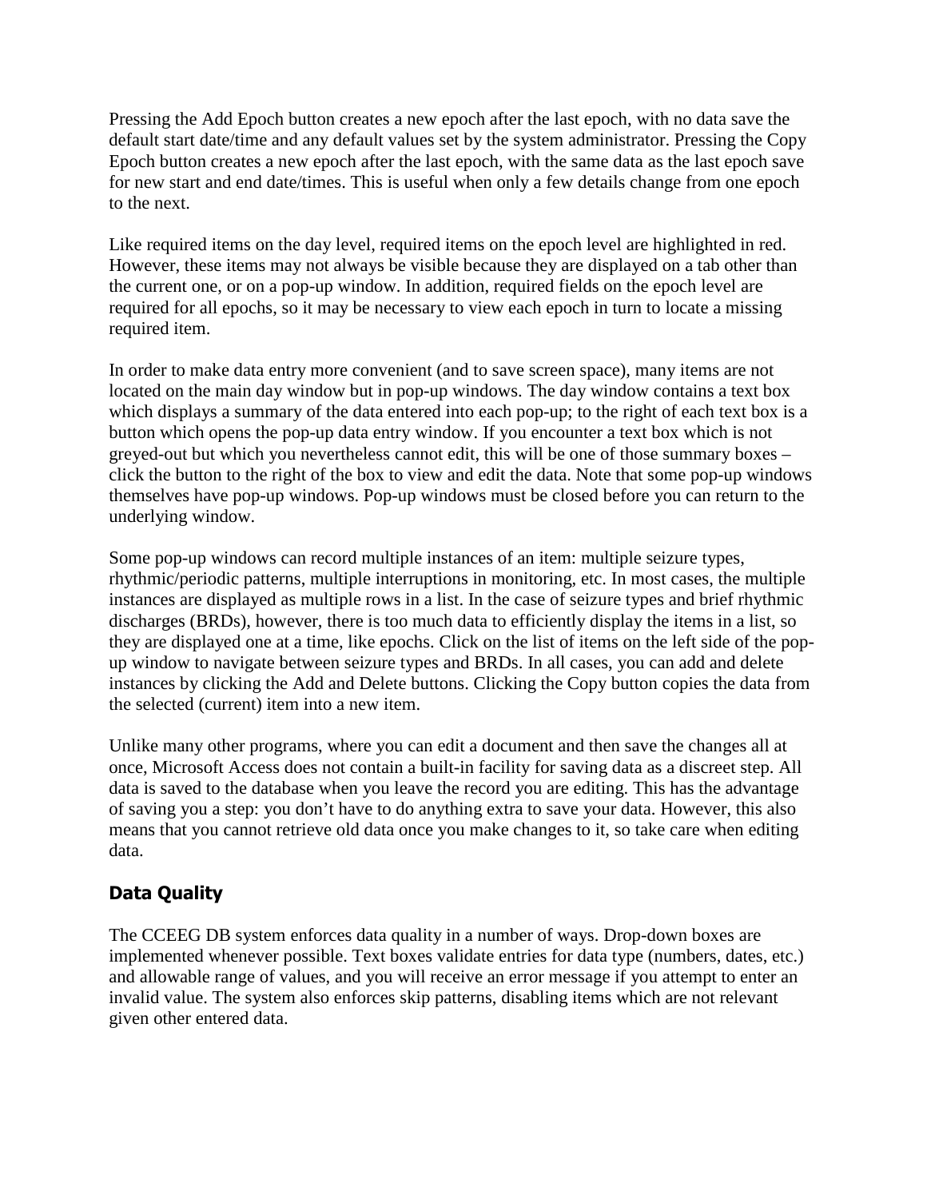Pressing the Add Epoch button creates a new epoch after the last epoch, with no data save the default start date/time and any default values set by the system administrator. Pressing the Copy Epoch button creates a new epoch after the last epoch, with the same data as the last epoch save for new start and end date/times. This is useful when only a few details change from one epoch to the next.

Like required items on the day level, required items on the epoch level are highlighted in red. However, these items may not always be visible because they are displayed on a tab other than the current one, or on a pop-up window. In addition, required fields on the epoch level are required for all epochs, so it may be necessary to view each epoch in turn to locate a missing required item.

In order to make data entry more convenient (and to save screen space), many items are not located on the main day window but in pop-up windows. The day window contains a text box which displays a summary of the data entered into each pop-up; to the right of each text box is a button which opens the pop-up data entry window. If you encounter a text box which is not greyed-out but which you nevertheless cannot edit, this will be one of those summary boxes – click the button to the right of the box to view and edit the data. Note that some pop-up windows themselves have pop-up windows. Pop-up windows must be closed before you can return to the underlying window.

Some pop-up windows can record multiple instances of an item: multiple seizure types, rhythmic/periodic patterns, multiple interruptions in monitoring, etc. In most cases, the multiple instances are displayed as multiple rows in a list. In the case of seizure types and brief rhythmic discharges (BRDs), however, there is too much data to efficiently display the items in a list, so they are displayed one at a time, like epochs. Click on the list of items on the left side of the pop-up window to navigate between seizure types and BRDs. In all cases, you can add and delete instances by clicking the Add and Delete buttons. Clicking the Copy button copies the data from the selected (current) item into a new item.

Unlike many other programs, where you can edit a document and then save the changes all at once, Microsoft Access does not contain a built-in facility for saving data as a discreet step. All data is saved to the database when you leave the record you are editing. This has the advantage of saving you a step: you don't have to do anything extra to save your data. However, this also means that you cannot retrieve old data once you make changes to it, so take care when editing data.

## Data Quality

The CCEEG DB system enforces data quality in a number of ways. Drop-down boxes are implemented whenever possible. Text boxes validate entries for data type (numbers, dates, etc.) and allowable range of values, and you will receive an error message if you attempt to enter an invalid value. The system also enforces skip patterns, disabling items which are not relevant given other entered data.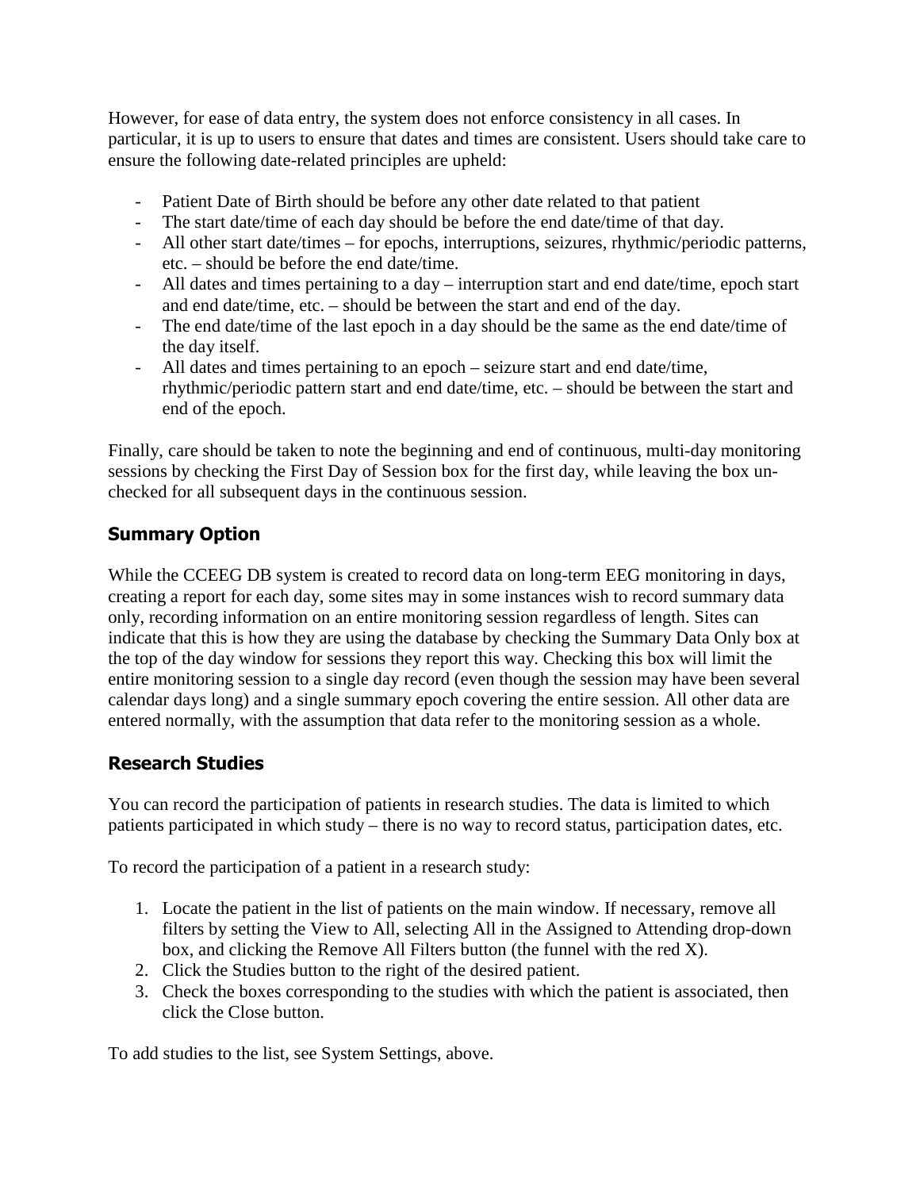However, for ease of data entry, the system does not enforce consistency in all cases. In particular, it is up to users to ensure that dates and times are consistent. Users should take care to ensure the following date-related principles are upheld:

- Patient Date of Birth should be before any other date related to that patient
- The start date/time of each day should be before the end date/time of that day.
- All other start date/times – for epochs, interruptions, seizures, rhythmic/periodic patterns, etc. – should be before the end date/time.
- All dates and times pertaining to a day – interruption start and end date/time, epoch start and end date/time, etc. – should be between the start and end of the day.
- The end date/time of the last epoch in a day should be the same as the end date/time of the day itself.
- All dates and times pertaining to an epoch – seizure start and end date/time, rhythmic/periodic pattern start and end date/time, etc. – should be between the start and end of the epoch.

Finally, care should be taken to note the beginning and end of continuous, multi-day monitoring sessions by checking the First Day of Session box for the first day, while leaving the box un-checked for all subsequent days in the continuous session.

## Summary Option

While the CCEEG DB system is created to record data on long-term EEG monitoring in days, creating a report for each day, some sites may in some instances wish to record summary data only, recording information on an entire monitoring session regardless of length. Sites can indicate that this is how they are using the database by checking the Summary Data Only box at the top of the day window for sessions they report this way. Checking this box will limit the entire monitoring session to a single day record (even though the session may have been several calendar days long) and a single summary epoch covering the entire session. All other data are entered normally, with the assumption that data refer to the monitoring session as a whole.

## Research Studies

You can record the participation of patients in research studies. The data is limited to which patients participated in which study – there is no way to record status, participation dates, etc.

To record the participation of a patient in a research study:

1. Locate the patient in the list of patients on the main window. If necessary, remove all filters by setting the View to All, selecting All in the Assigned to Attending drop-down box, and clicking the Remove All Filters button (the funnel with the red X).
2. Click the Studies button to the right of the desired patient.
3. Check the boxes corresponding to the studies with which the patient is associated, then click the Close button.

To add studies to the list, see System Settings, above.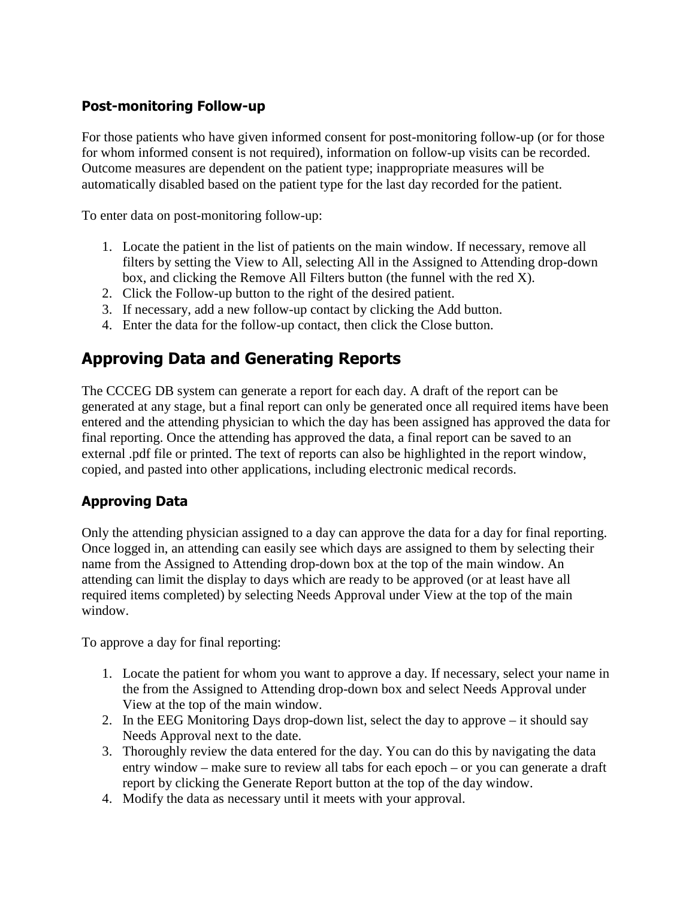### Post-monitoring Follow-up

For those patients who have given informed consent for post-monitoring follow-up (or for those for whom informed consent is not required), information on follow-up visits can be recorded. Outcome measures are dependent on the patient type; inappropriate measures will be automatically disabled based on the patient type for the last day recorded for the patient.

To enter data on post-monitoring follow-up:

1. Locate the patient in the list of patients on the main window. If necessary, remove all filters by setting the View to All, selecting All in the Assigned to Attending drop-down box, and clicking the Remove All Filters button (the funnel with the red X).
2. Click the Follow-up button to the right of the desired patient.
3. If necessary, add a new follow-up contact by clicking the Add button.
4. Enter the data for the follow-up contact, then click the Close button.

## Approving Data and Generating Reports

The CCCEG DB system can generate a report for each day. A draft of the report can be generated at any stage, but a final report can only be generated once all required items have been entered and the attending physician to which the day has been assigned has approved the data for final reporting. Once the attending has approved the data, a final report can be saved to an external .pdf file or printed. The text of reports can also be highlighted in the report window, copied, and pasted into other applications, including electronic medical records.

### Approving Data

Only the attending physician assigned to a day can approve the data for a day for final reporting. Once logged in, an attending can easily see which days are assigned to them by selecting their name from the Assigned to Attending drop-down box at the top of the main window. An attending can limit the display to days which are ready to be approved (or at least have all required items completed) by selecting Needs Approval under View at the top of the main window.

To approve a day for final reporting:

1. Locate the patient for whom you want to approve a day. If necessary, select your name in the from the Assigned to Attending drop-down box and select Needs Approval under View at the top of the main window.
2. In the EEG Monitoring Days drop-down list, select the day to approve – it should say Needs Approval next to the date.
3. Thoroughly review the data entered for the day. You can do this by navigating the data entry window – make sure to review all tabs for each epoch – or you can generate a draft report by clicking the Generate Report button at the top of the day window.
4. Modify the data as necessary until it meets with your approval.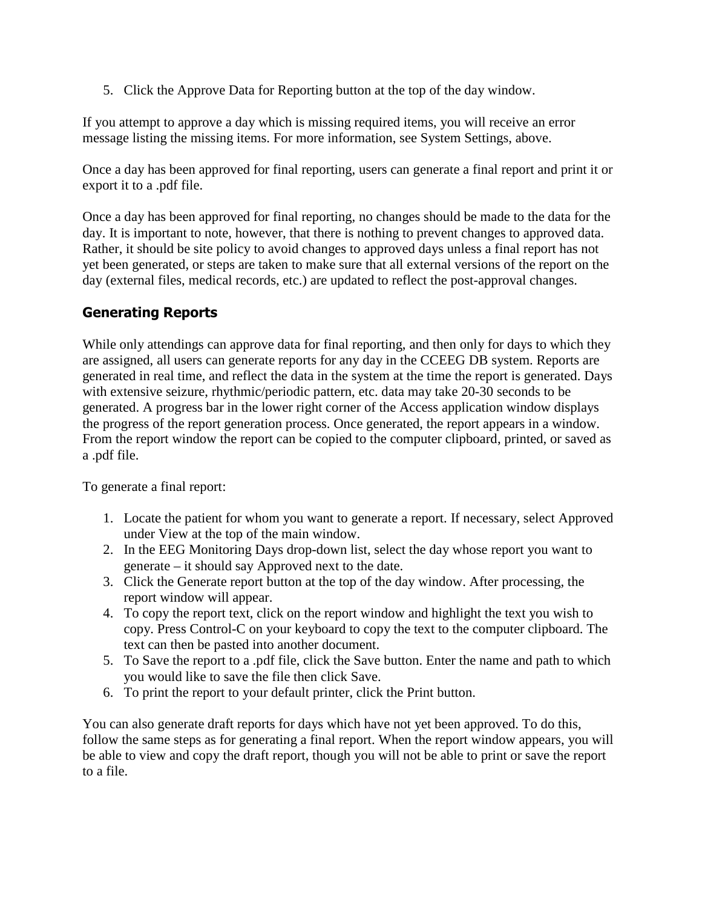5. Click the Approve Data for Reporting button at the top of the day window.

If you attempt to approve a day which is missing required items, you will receive an error message listing the missing items. For more information, see System Settings, above.

Once a day has been approved for final reporting, users can generate a final report and print it or export it to a .pdf file.

Once a day has been approved for final reporting, no changes should be made to the data for the day. It is important to note, however, that there is nothing to prevent changes to approved data. Rather, it should be site policy to avoid changes to approved days unless a final report has not yet been generated, or steps are taken to make sure that all external versions of the report on the day (external files, medical records, etc.) are updated to reflect the post-approval changes.

## Generating Reports

While only attendings can approve data for final reporting, and then only for days to which they are assigned, all users can generate reports for any day in the CCEEG DB system. Reports are generated in real time, and reflect the data in the system at the time the report is generated. Days with extensive seizure, rhythmic/periodic pattern, etc. data may take 20-30 seconds to be generated. A progress bar in the lower right corner of the Access application window displays the progress of the report generation process. Once generated, the report appears in a window. From the report window the report can be copied to the computer clipboard, printed, or saved as a .pdf file.

To generate a final report:

1. Locate the patient for whom you want to generate a report. If necessary, select Approved under View at the top of the main window.
2. In the EEG Monitoring Days drop-down list, select the day whose report you want to generate – it should say Approved next to the date.
3. Click the Generate report button at the top of the day window. After processing, the report window will appear.
4. To copy the report text, click on the report window and highlight the text you wish to copy. Press Control-C on your keyboard to copy the text to the computer clipboard. The text can then be pasted into another document.
5. To Save the report to a .pdf file, click the Save button. Enter the name and path to which you would like to save the file then click Save.
6. To print the report to your default printer, click the Print button.

You can also generate draft reports for days which have not yet been approved. To do this, follow the same steps as for generating a final report. When the report window appears, you will be able to view and copy the draft report, though you will not be able to print or save the report to a file.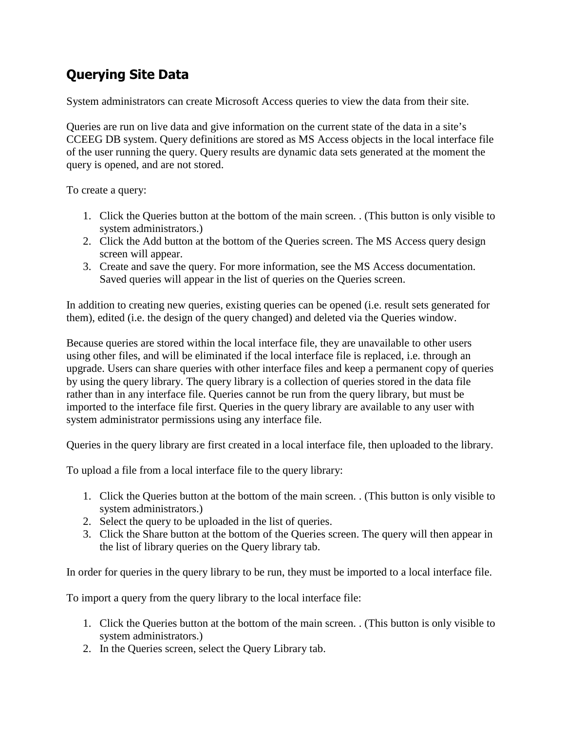## Querying Site Data

System administrators can create Microsoft Access queries to view the data from their site.

Queries are run on live data and give information on the current state of the data in a site's CCEEG DB system. Query definitions are stored as MS Access objects in the local interface file of the user running the query. Query results are dynamic data sets generated at the moment the query is opened, and are not stored.

To create a query:

1. Click the Queries button at the bottom of the main screen. . (This button is only visible to system administrators.)
2. Click the Add button at the bottom of the Queries screen. The MS Access query design screen will appear.
3. Create and save the query. For more information, see the MS Access documentation. Saved queries will appear in the list of queries on the Queries screen.

In addition to creating new queries, existing queries can be opened (i.e. result sets generated for them), edited (i.e. the design of the query changed) and deleted via the Queries window.

Because queries are stored within the local interface file, they are unavailable to other users using other files, and will be eliminated if the local interface file is replaced, i.e. through an upgrade. Users can share queries with other interface files and keep a permanent copy of queries by using the query library. The query library is a collection of queries stored in the data file rather than in any interface file. Queries cannot be run from the query library, but must be imported to the interface file first. Queries in the query library are available to any user with system administrator permissions using any interface file.

Queries in the query library are first created in a local interface file, then uploaded to the library.

To upload a file from a local interface file to the query library:

1. Click the Queries button at the bottom of the main screen. . (This button is only visible to system administrators.)
2. Select the query to be uploaded in the list of queries.
3. Click the Share button at the bottom of the Queries screen. The query will then appear in the list of library queries on the Query library tab.

In order for queries in the query library to be run, they must be imported to a local interface file.

To import a query from the query library to the local interface file:

1. Click the Queries button at the bottom of the main screen. . (This button is only visible to system administrators.)
2. In the Queries screen, select the Query Library tab.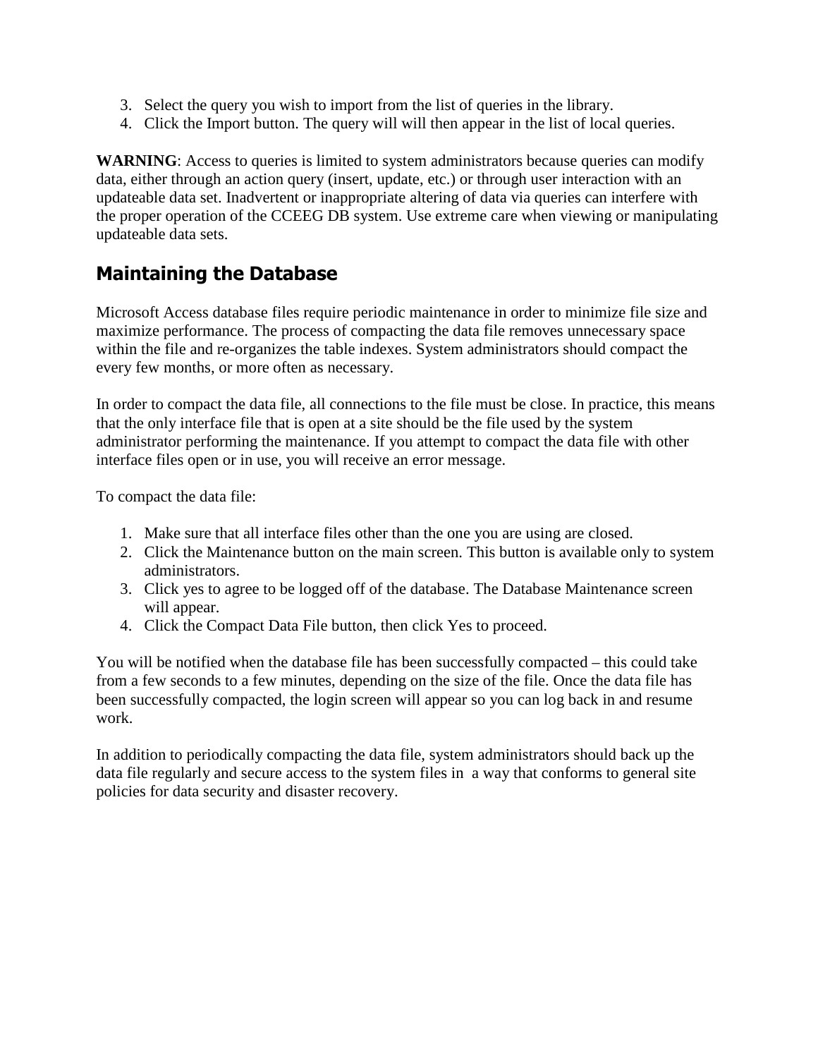3. Select the query you wish to import from the list of queries in the library.
4. Click the Import button. The query will will then appear in the list of local queries.

**WARNING**: Access to queries is limited to system administrators because queries can modify data, either through an action query (insert, update, etc.) or through user interaction with an updateable data set. Inadvertent or inappropriate altering of data via queries can interfere with the proper operation of the CCEEG DB system. Use extreme care when viewing or manipulating updateable data sets.

## Maintaining the Database

Microsoft Access database files require periodic maintenance in order to minimize file size and maximize performance. The process of compacting the data file removes unnecessary space within the file and re-organizes the table indexes. System administrators should compact the every few months, or more often as necessary.

In order to compact the data file, all connections to the file must be close. In practice, this means that the only interface file that is open at a site should be the file used by the system administrator performing the maintenance. If you attempt to compact the data file with other interface files open or in use, you will receive an error message.

To compact the data file:

1. Make sure that all interface files other than the one you are using are closed.
2. Click the Maintenance button on the main screen. This button is available only to system administrators.
3. Click yes to agree to be logged off of the database. The Database Maintenance screen will appear.
4. Click the Compact Data File button, then click Yes to proceed.

You will be notified when the database file has been successfully compacted – this could take from a few seconds to a few minutes, depending on the size of the file. Once the data file has been successfully compacted, the login screen will appear so you can log back in and resume work.

In addition to periodically compacting the data file, system administrators should back up the data file regularly and secure access to the system files in a way that conforms to general site policies for data security and disaster recovery.